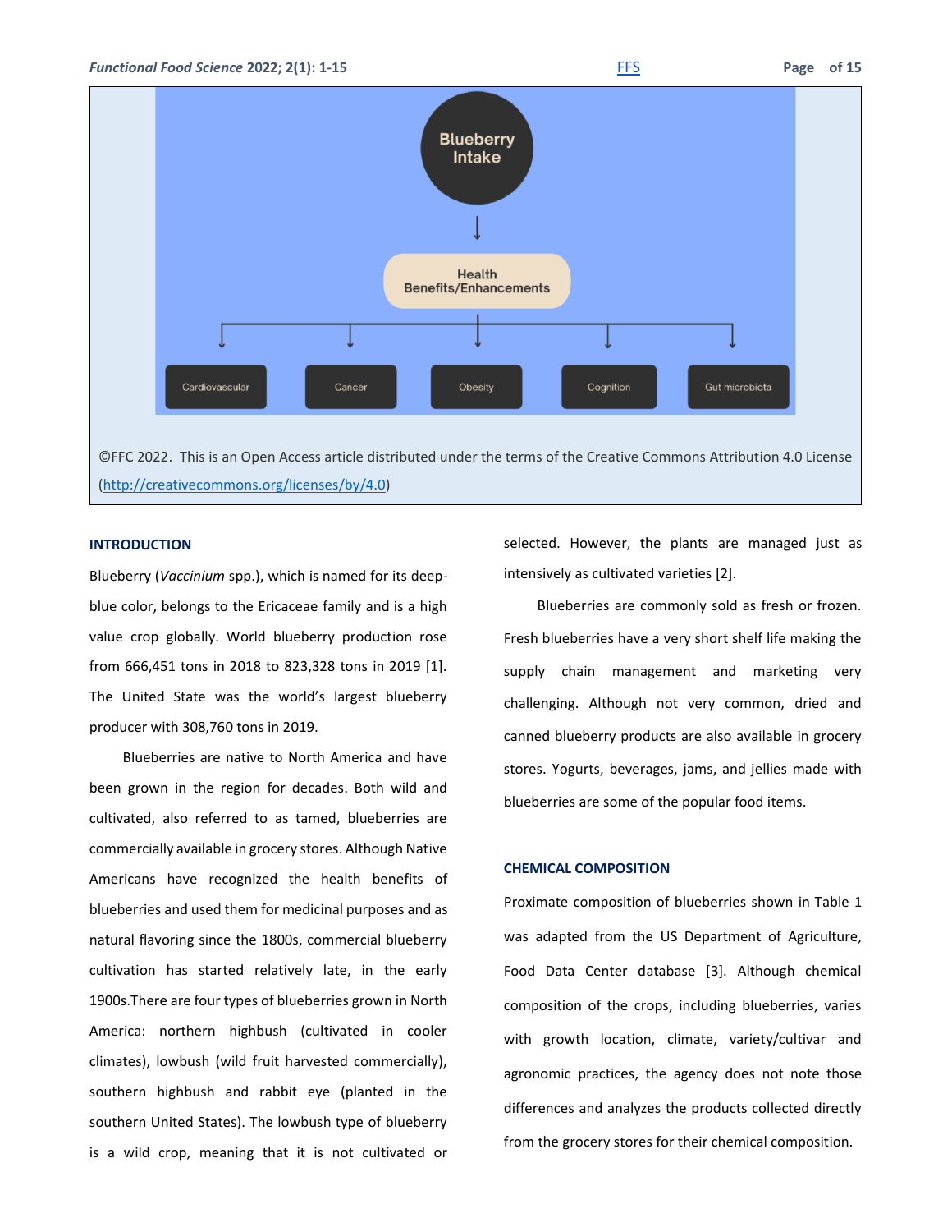Blueberry Intake

Health Benefits/Enhancements

Cardiovascular | Cancer | Obesity | Cognition | Gut microbiota

©FFC 2022. This is an Open Access article distributed under the terms of the Creative Commons Attribution 4.0 License (http://creativecommons.org/licenses/by/4.0)

## INTRODUCTION

Blueberry (*Vaccinium* spp.), which is named for its deep-blue color, belongs to the Ericaceae family and is a high value crop globally. World blueberry production rose from 666,451 tons in 2018 to 823,328 tons in 2019 [1]. The United State was the world's largest blueberry producer with 308,760 tons in 2019.

Blueberries are native to North America and have been grown in the region for decades. Both wild and cultivated, also referred to as tamed, blueberries are commercially available in grocery stores. Although Native Americans have recognized the health benefits of blueberries and used them for medicinal purposes and as natural flavoring since the 1800s, commercial blueberry cultivation has started relatively late, in the early 1900s.There are four types of blueberries grown in North America: northern highbush (cultivated in cooler climates), lowbush (wild fruit harvested commercially), southern highbush and rabbit eye (planted in the southern United States). The lowbush type of blueberry is a wild crop, meaning that it is not cultivated or selected. However, the plants are managed just as intensively as cultivated varieties [2].

Blueberries are commonly sold as fresh or frozen. Fresh blueberries have a very short shelf life making the supply chain management and marketing very challenging. Although not very common, dried and canned blueberry products are also available in grocery stores. Yogurts, beverages, jams, and jellies made with blueberries are some of the popular food items.

## CHEMICAL COMPOSITION

Proximate composition of blueberries shown in Table 1 was adapted from the US Department of Agriculture, Food Data Center database [3]. Although chemical composition of the crops, including blueberries, varies with growth location, climate, variety/cultivar and agronomic practices, the agency does not note those differences and analyzes the products collected directly from the grocery stores for their chemical composition.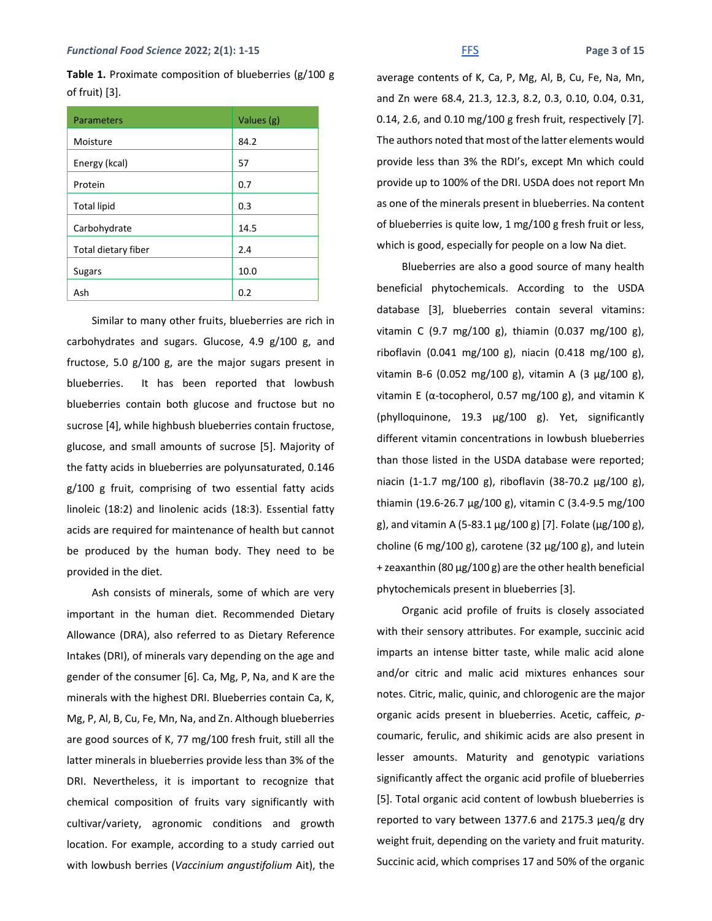**Table 1.** Proximate composition of blueberries (g/100 g of fruit) [3].

| Parameters | Values (g) |
|---|---|
| Moisture | 84.2 |
| Energy (kcal) | 57 |
| Protein | 0.7 |
| Total lipid | 0.3 |
| Carbohydrate | 14.5 |
| Total dietary fiber | 2.4 |
| Sugars | 10.0 |
| Ash | 0.2 |

Similar to many other fruits, blueberries are rich in carbohydrates and sugars. Glucose, 4.9 g/100 g, and fructose, 5.0 g/100 g, are the major sugars present in blueberries. It has been reported that lowbush blueberries contain both glucose and fructose but no sucrose [4], while highbush blueberries contain fructose, glucose, and small amounts of sucrose [5]. Majority of the fatty acids in blueberries are polyunsaturated, 0.146 g/100 g fruit, comprising of two essential fatty acids linoleic (18:2) and linolenic acids (18:3). Essential fatty acids are required for maintenance of health but cannot be produced by the human body. They need to be provided in the diet.

Ash consists of minerals, some of which are very important in the human diet. Recommended Dietary Allowance (DRA), also referred to as Dietary Reference Intakes (DRI), of minerals vary depending on the age and gender of the consumer [6]. Ca, Mg, P, Na, and K are the minerals with the highest DRI. Blueberries contain Ca, K, Mg, P, Al, B, Cu, Fe, Mn, Na, and Zn. Although blueberries are good sources of K, 77 mg/100 fresh fruit, still all the latter minerals in blueberries provide less than 3% of the DRI. Nevertheless, it is important to recognize that chemical composition of fruits vary significantly with cultivar/variety, agronomic conditions and growth location. For example, according to a study carried out with lowbush berries (*Vaccinium angustifolium* Ait), the average contents of K, Ca, P, Mg, Al, B, Cu, Fe, Na, Mn, and Zn were 68.4, 21.3, 12.3, 8.2, 0.3, 0.10, 0.04, 0.31, 0.14, 2.6, and 0.10 mg/100 g fresh fruit, respectively [7]. The authors noted that most of the latter elements would provide less than 3% the RDI's, except Mn which could provide up to 100% of the DRI. USDA does not report Mn as one of the minerals present in blueberries. Na content of blueberries is quite low, 1 mg/100 g fresh fruit or less, which is good, especially for people on a low Na diet.

Blueberries are also a good source of many health beneficial phytochemicals. According to the USDA database [3], blueberries contain several vitamins: vitamin C (9.7 mg/100 g), thiamin (0.037 mg/100 g), riboflavin (0.041 mg/100 g), niacin (0.418 mg/100 g), vitamin B-6 (0.052 mg/100 g), vitamin A (3 µg/100 g), vitamin E (α-tocopherol, 0.57 mg/100 g), and vitamin K (phylloquinone, 19.3 µg/100 g). Yet, significantly different vitamin concentrations in lowbush blueberries than those listed in the USDA database were reported; niacin (1-1.7 mg/100 g), riboflavin (38-70.2 µg/100 g), thiamin (19.6-26.7 µg/100 g), vitamin C (3.4-9.5 mg/100 g), and vitamin A (5-83.1 µg/100 g) [7]. Folate (µg/100 g), choline (6 mg/100 g), carotene (32 µg/100 g), and lutein + zeaxanthin (80 µg/100 g) are the other health beneficial phytochemicals present in blueberries [3].

Organic acid profile of fruits is closely associated with their sensory attributes. For example, succinic acid imparts an intense bitter taste, while malic acid alone and/or citric and malic acid mixtures enhances sour notes. Citric, malic, quinic, and chlorogenic are the major organic acids present in blueberries. Acetic, caffeic, *p*-coumaric, ferulic, and shikimic acids are also present in lesser amounts. Maturity and genotypic variations significantly affect the organic acid profile of blueberries [5]. Total organic acid content of lowbush blueberries is reported to vary between 1377.6 and 2175.3 µeq/g dry weight fruit, depending on the variety and fruit maturity. Succinic acid, which comprises 17 and 50% of the organic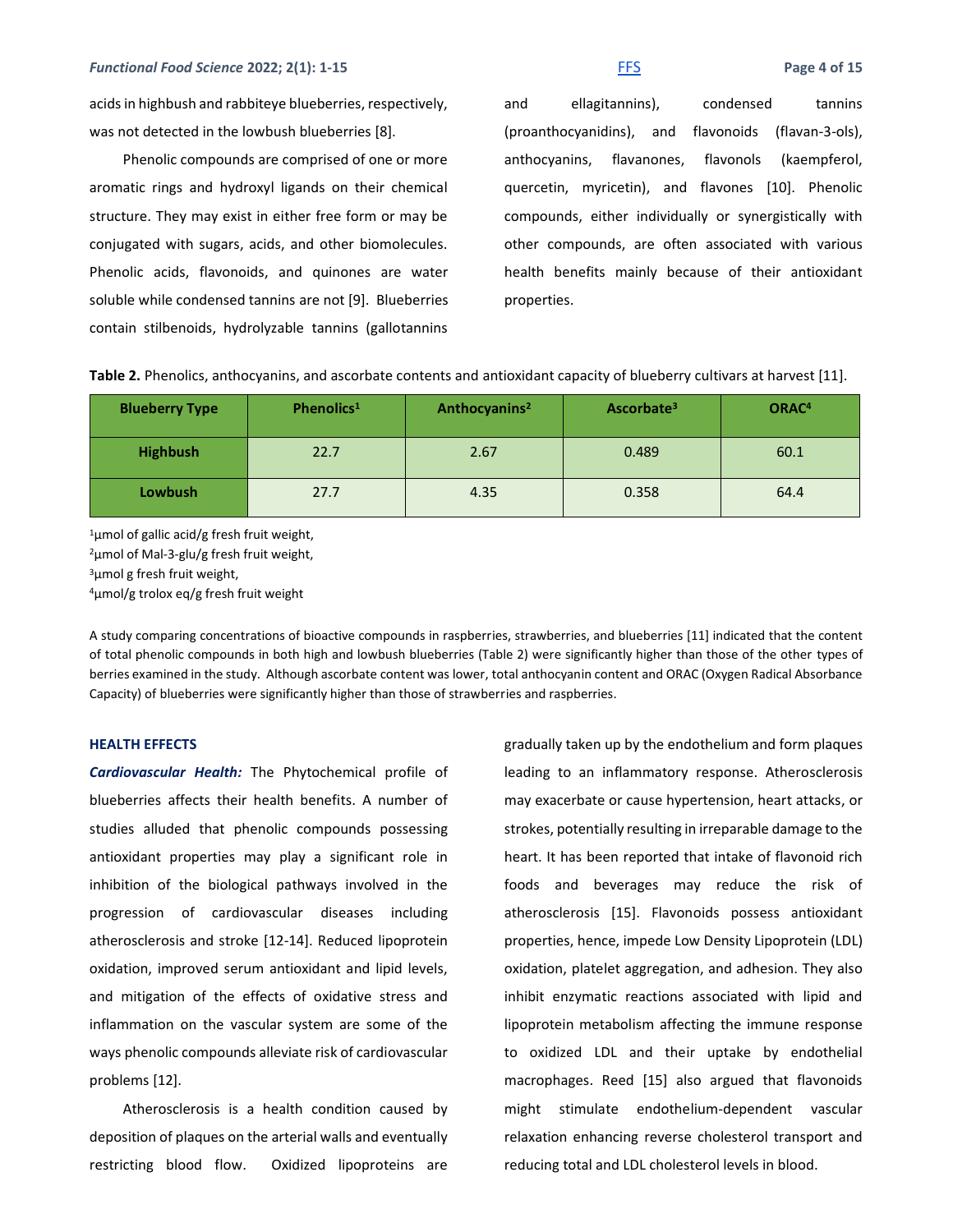acids in highbush and rabbiteye blueberries, respectively, was not detected in the lowbush blueberries [8].

Phenolic compounds are comprised of one or more aromatic rings and hydroxyl ligands on their chemical structure. They may exist in either free form or may be conjugated with sugars, acids, and other biomolecules. Phenolic acids, flavonoids, and quinones are water soluble while condensed tannins are not [9]. Blueberries contain stilbenoids, hydrolyzable tannins (gallotannins and ellagitannins), condensed tannins (proanthocyanidins), and flavonoids (flavan-3-ols), anthocyanins, flavanones, flavonols (kaempferol, quercetin, myricetin), and flavones [10]. Phenolic compounds, either individually or synergistically with other compounds, are often associated with various health benefits mainly because of their antioxidant properties.

**Table 2.** Phenolics, anthocyanins, and ascorbate contents and antioxidant capacity of blueberry cultivars at harvest [11].

| Blueberry Type | Phenolics[1] | Anthocyanins[2] | Ascorbate[3] | ORAC[4] |
|---|---|---|---|---|
| **Highbush** | 22.7 | 2.67 | 0.489 | 60.1 |
| **Lowbush** | 27.7 | 4.35 | 0.358 | 64.4 |

[1]µmol of gallic acid/g fresh fruit weight,
[2]µmol of Mal-3-glu/g fresh fruit weight,
[3]µmol g fresh fruit weight,
[4]µmol/g trolox eq/g fresh fruit weight

A study comparing concentrations of bioactive compounds in raspberries, strawberries, and blueberries [11] indicated that the content of total phenolic compounds in both high and lowbush blueberries (Table 2) were significantly higher than those of the other types of berries examined in the study. Although ascorbate content was lower, total anthocyanin content and ORAC (Oxygen Radical Absorbance Capacity) of blueberries were significantly higher than those of strawberries and raspberries.

## HEALTH EFFECTS

***Cardiovascular Health:*** The Phytochemical profile of blueberries affects their health benefits. A number of studies alluded that phenolic compounds possessing antioxidant properties may play a significant role in inhibition of the biological pathways involved in the progression of cardiovascular diseases including atherosclerosis and stroke [12-14]. Reduced lipoprotein oxidation, improved serum antioxidant and lipid levels, and mitigation of the effects of oxidative stress and inflammation on the vascular system are some of the ways phenolic compounds alleviate risk of cardiovascular problems [12].

Atherosclerosis is a health condition caused by deposition of plaques on the arterial walls and eventually restricting blood flow. Oxidized lipoproteins are gradually taken up by the endothelium and form plaques leading to an inflammatory response. Atherosclerosis may exacerbate or cause hypertension, heart attacks, or strokes, potentially resulting in irreparable damage to the heart. It has been reported that intake of flavonoid rich foods and beverages may reduce the risk of atherosclerosis [15]. Flavonoids possess antioxidant properties, hence, impede Low Density Lipoprotein (LDL) oxidation, platelet aggregation, and adhesion. They also inhibit enzymatic reactions associated with lipid and lipoprotein metabolism affecting the immune response to oxidized LDL and their uptake by endothelial macrophages. Reed [15] also argued that flavonoids might stimulate endothelium-dependent vascular relaxation enhancing reverse cholesterol transport and reducing total and LDL cholesterol levels in blood.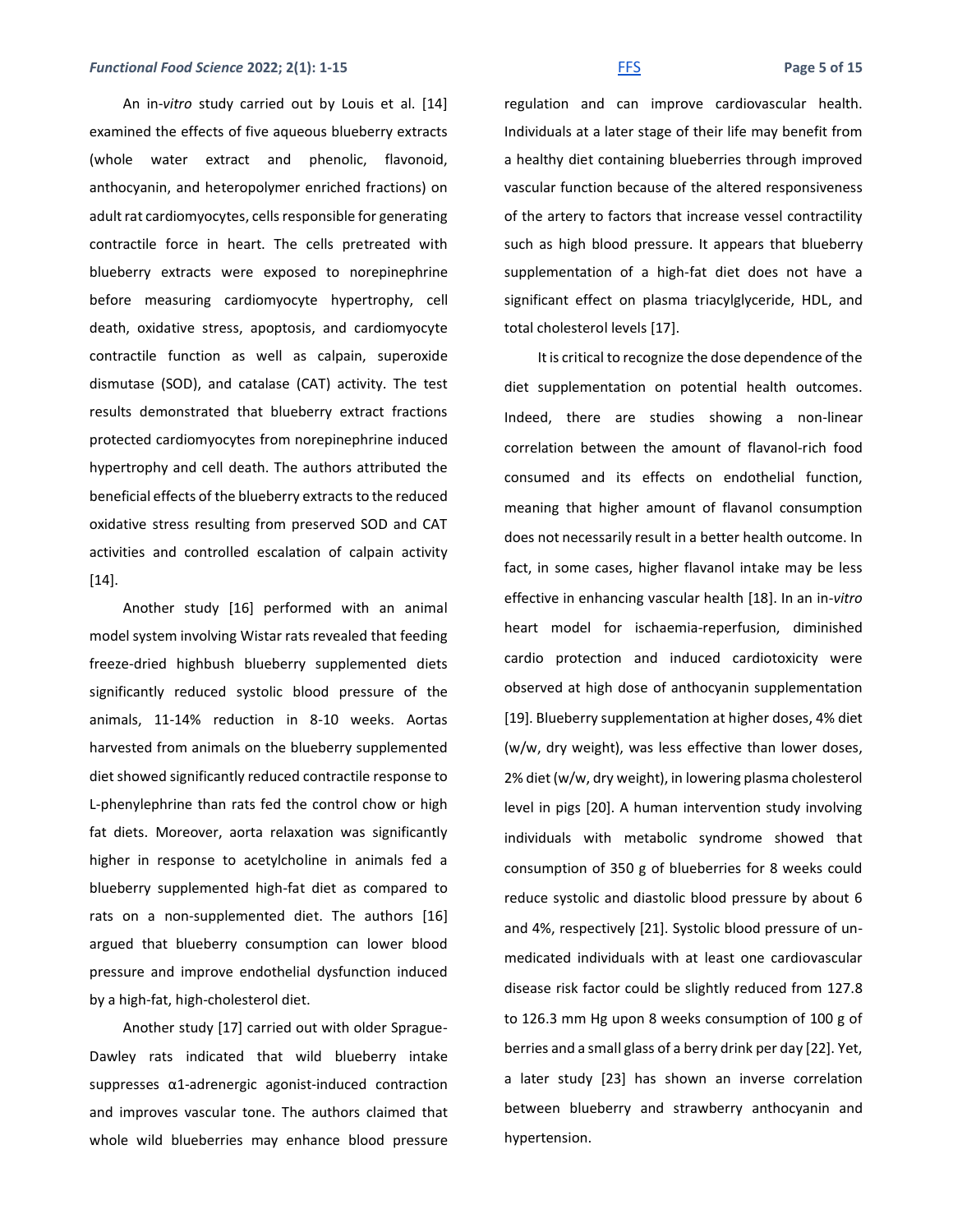An in-*vitro* study carried out by Louis et al. [14] examined the effects of five aqueous blueberry extracts (whole water extract and phenolic, flavonoid, anthocyanin, and heteropolymer enriched fractions) on adult rat cardiomyocytes, cells responsible for generating contractile force in heart. The cells pretreated with blueberry extracts were exposed to norepinephrine before measuring cardiomyocyte hypertrophy, cell death, oxidative stress, apoptosis, and cardiomyocyte contractile function as well as calpain, superoxide dismutase (SOD), and catalase (CAT) activity. The test results demonstrated that blueberry extract fractions protected cardiomyocytes from norepinephrine induced hypertrophy and cell death. The authors attributed the beneficial effects of the blueberry extracts to the reduced oxidative stress resulting from preserved SOD and CAT activities and controlled escalation of calpain activity [14].

Another study [16] performed with an animal model system involving Wistar rats revealed that feeding freeze-dried highbush blueberry supplemented diets significantly reduced systolic blood pressure of the animals, 11-14% reduction in 8-10 weeks. Aortas harvested from animals on the blueberry supplemented diet showed significantly reduced contractile response to L-phenylephrine than rats fed the control chow or high fat diets. Moreover, aorta relaxation was significantly higher in response to acetylcholine in animals fed a blueberry supplemented high-fat diet as compared to rats on a non-supplemented diet. The authors [16] argued that blueberry consumption can lower blood pressure and improve endothelial dysfunction induced by a high-fat, high-cholesterol diet.

Another study [17] carried out with older Sprague-Dawley rats indicated that wild blueberry intake suppresses α1-adrenergic agonist-induced contraction and improves vascular tone. The authors claimed that whole wild blueberries may enhance blood pressure regulation and can improve cardiovascular health. Individuals at a later stage of their life may benefit from a healthy diet containing blueberries through improved vascular function because of the altered responsiveness of the artery to factors that increase vessel contractility such as high blood pressure. It appears that blueberry supplementation of a high-fat diet does not have a significant effect on plasma triacylglyceride, HDL, and total cholesterol levels [17].

It is critical to recognize the dose dependence of the diet supplementation on potential health outcomes. Indeed, there are studies showing a non-linear correlation between the amount of flavanol-rich food consumed and its effects on endothelial function, meaning that higher amount of flavanol consumption does not necessarily result in a better health outcome. In fact, in some cases, higher flavanol intake may be less effective in enhancing vascular health [18]. In an in-*vitro* heart model for ischaemia-reperfusion, diminished cardio protection and induced cardiotoxicity were observed at high dose of anthocyanin supplementation [19]. Blueberry supplementation at higher doses, 4% diet (w/w, dry weight), was less effective than lower doses, 2% diet (w/w, dry weight), in lowering plasma cholesterol level in pigs [20]. A human intervention study involving individuals with metabolic syndrome showed that consumption of 350 g of blueberries for 8 weeks could reduce systolic and diastolic blood pressure by about 6 and 4%, respectively [21]. Systolic blood pressure of un-medicated individuals with at least one cardiovascular disease risk factor could be slightly reduced from 127.8 to 126.3 mm Hg upon 8 weeks consumption of 100 g of berries and a small glass of a berry drink per day [22]. Yet, a later study [23] has shown an inverse correlation between blueberry and strawberry anthocyanin and hypertension.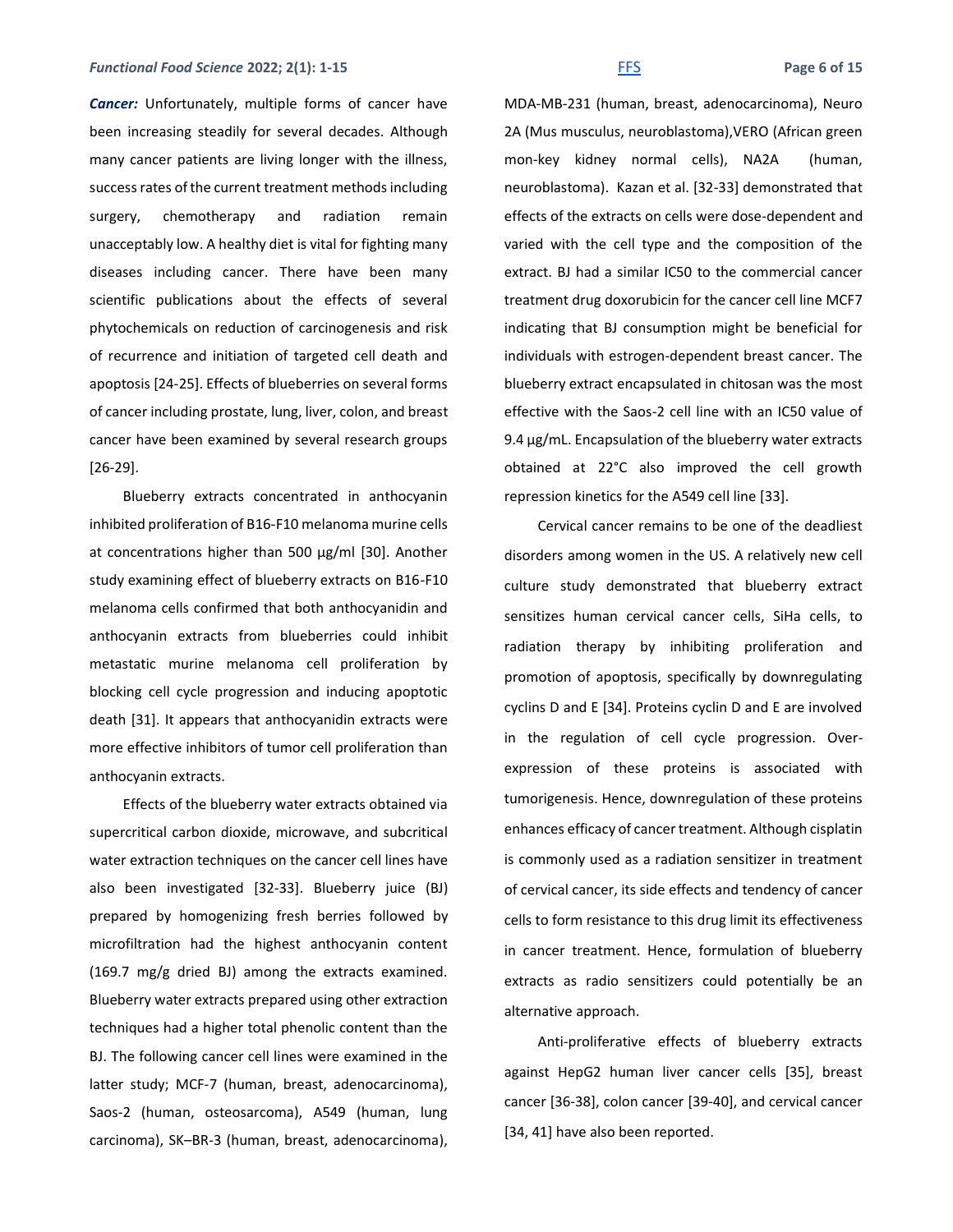***Cancer:*** Unfortunately, multiple forms of cancer have been increasing steadily for several decades. Although many cancer patients are living longer with the illness, success rates of the current treatment methods including surgery, chemotherapy and radiation remain unacceptably low. A healthy diet is vital for fighting many diseases including cancer. There have been many scientific publications about the effects of several phytochemicals on reduction of carcinogenesis and risk of recurrence and initiation of targeted cell death and apoptosis [24-25]. Effects of blueberries on several forms of cancer including prostate, lung, liver, colon, and breast cancer have been examined by several research groups [26-29].

Blueberry extracts concentrated in anthocyanin inhibited proliferation of B16-F10 melanoma murine cells at concentrations higher than 500 µg/ml [30]. Another study examining effect of blueberry extracts on B16-F10 melanoma cells confirmed that both anthocyanidin and anthocyanin extracts from blueberries could inhibit metastatic murine melanoma cell proliferation by blocking cell cycle progression and inducing apoptotic death [31]. It appears that anthocyanidin extracts were more effective inhibitors of tumor cell proliferation than anthocyanin extracts.

Effects of the blueberry water extracts obtained via supercritical carbon dioxide, microwave, and subcritical water extraction techniques on the cancer cell lines have also been investigated [32-33]. Blueberry juice (BJ) prepared by homogenizing fresh berries followed by microfiltration had the highest anthocyanin content (169.7 mg/g dried BJ) among the extracts examined. Blueberry water extracts prepared using other extraction techniques had a higher total phenolic content than the BJ. The following cancer cell lines were examined in the latter study; MCF-7 (human, breast, adenocarcinoma), Saos-2 (human, osteosarcoma), A549 (human, lung carcinoma), SK–BR-3 (human, breast, adenocarcinoma), MDA-MB-231 (human, breast, adenocarcinoma), Neuro 2A (Mus musculus, neuroblastoma),VERO (African green mon-key kidney normal cells), NA2A (human, neuroblastoma). Kazan et al. [32-33] demonstrated that effects of the extracts on cells were dose-dependent and varied with the cell type and the composition of the extract. BJ had a similar IC50 to the commercial cancer treatment drug doxorubicin for the cancer cell line MCF7 indicating that BJ consumption might be beneficial for individuals with estrogen-dependent breast cancer. The blueberry extract encapsulated in chitosan was the most effective with the Saos-2 cell line with an IC50 value of 9.4 µg/mL. Encapsulation of the blueberry water extracts obtained at 22°C also improved the cell growth repression kinetics for the A549 cell line [33].

Cervical cancer remains to be one of the deadliest disorders among women in the US. A relatively new cell culture study demonstrated that blueberry extract sensitizes human cervical cancer cells, SiHa cells, to radiation therapy by inhibiting proliferation and promotion of apoptosis, specifically by downregulating cyclins D and E [34]. Proteins cyclin D and E are involved in the regulation of cell cycle progression. Over-expression of these proteins is associated with tumorigenesis. Hence, downregulation of these proteins enhances efficacy of cancer treatment. Although cisplatin is commonly used as a radiation sensitizer in treatment of cervical cancer, its side effects and tendency of cancer cells to form resistance to this drug limit its effectiveness in cancer treatment. Hence, formulation of blueberry extracts as radio sensitizers could potentially be an alternative approach.

Anti-proliferative effects of blueberry extracts against HepG2 human liver cancer cells [35], breast cancer [36-38], colon cancer [39-40], and cervical cancer [34, 41] have also been reported.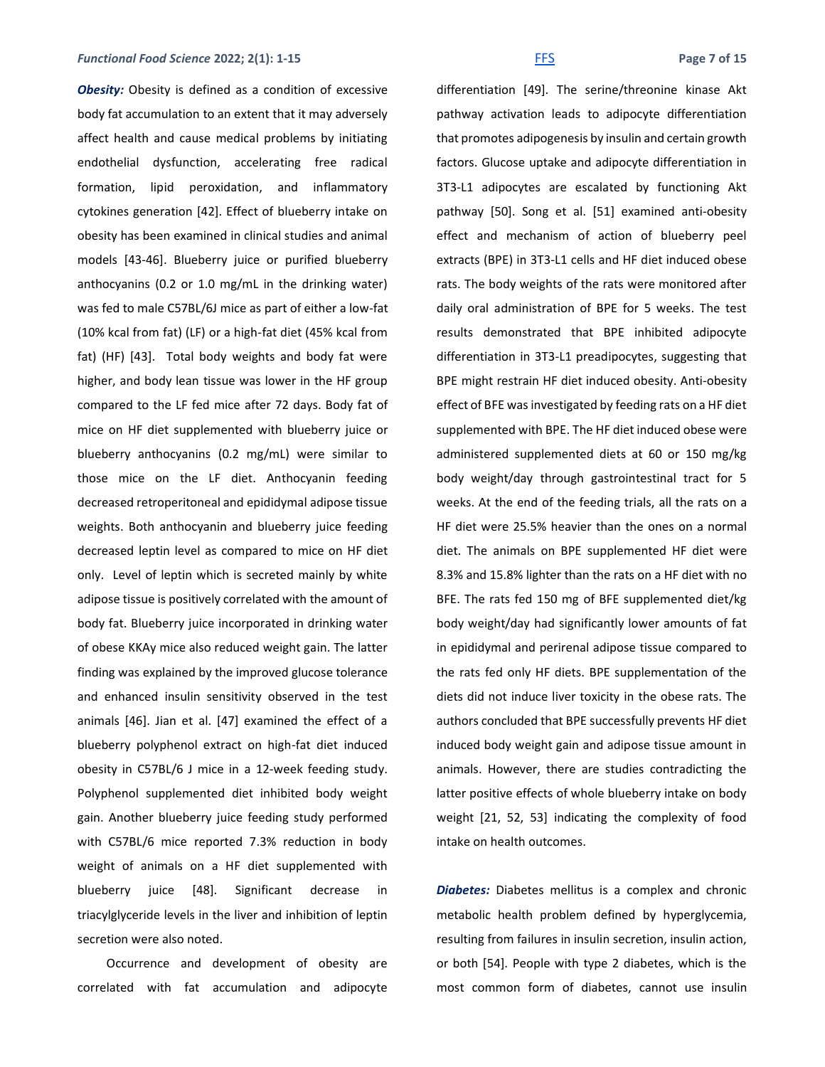***Obesity:*** Obesity is defined as a condition of excessive body fat accumulation to an extent that it may adversely affect health and cause medical problems by initiating endothelial dysfunction, accelerating free radical formation, lipid peroxidation, and inflammatory cytokines generation [42]. Effect of blueberry intake on obesity has been examined in clinical studies and animal models [43-46]. Blueberry juice or purified blueberry anthocyanins (0.2 or 1.0 mg/mL in the drinking water) was fed to male C57BL/6J mice as part of either a low-fat (10% kcal from fat) (LF) or a high-fat diet (45% kcal from fat) (HF) [43]. Total body weights and body fat were higher, and body lean tissue was lower in the HF group compared to the LF fed mice after 72 days. Body fat of mice on HF diet supplemented with blueberry juice or blueberry anthocyanins (0.2 mg/mL) were similar to those mice on the LF diet. Anthocyanin feeding decreased retroperitoneal and epididymal adipose tissue weights. Both anthocyanin and blueberry juice feeding decreased leptin level as compared to mice on HF diet only. Level of leptin which is secreted mainly by white adipose tissue is positively correlated with the amount of body fat. Blueberry juice incorporated in drinking water of obese KKAy mice also reduced weight gain. The latter finding was explained by the improved glucose tolerance and enhanced insulin sensitivity observed in the test animals [46]. Jian et al. [47] examined the effect of a blueberry polyphenol extract on high-fat diet induced obesity in C57BL/6 J mice in a 12-week feeding study. Polyphenol supplemented diet inhibited body weight gain. Another blueberry juice feeding study performed with C57BL/6 mice reported 7.3% reduction in body weight of animals on a HF diet supplemented with blueberry juice [48]. Significant decrease in triacylglyceride levels in the liver and inhibition of leptin secretion were also noted.

Occurrence and development of obesity are correlated with fat accumulation and adipocyte differentiation [49]. The serine/threonine kinase Akt pathway activation leads to adipocyte differentiation that promotes adipogenesis by insulin and certain growth factors. Glucose uptake and adipocyte differentiation in 3T3-L1 adipocytes are escalated by functioning Akt pathway [50]. Song et al. [51] examined anti-obesity effect and mechanism of action of blueberry peel extracts (BPE) in 3T3-L1 cells and HF diet induced obese rats. The body weights of the rats were monitored after daily oral administration of BPE for 5 weeks. The test results demonstrated that BPE inhibited adipocyte differentiation in 3T3-L1 preadipocytes, suggesting that BPE might restrain HF diet induced obesity. Anti-obesity effect of BFE was investigated by feeding rats on a HF diet supplemented with BPE. The HF diet induced obese were administered supplemented diets at 60 or 150 mg/kg body weight/day through gastrointestinal tract for 5 weeks. At the end of the feeding trials, all the rats on a HF diet were 25.5% heavier than the ones on a normal diet. The animals on BPE supplemented HF diet were 8.3% and 15.8% lighter than the rats on a HF diet with no BFE. The rats fed 150 mg of BFE supplemented diet/kg body weight/day had significantly lower amounts of fat in epididymal and perirenal adipose tissue compared to the rats fed only HF diets. BPE supplementation of the diets did not induce liver toxicity in the obese rats. The authors concluded that BPE successfully prevents HF diet induced body weight gain and adipose tissue amount in animals. However, there are studies contradicting the latter positive effects of whole blueberry intake on body weight [21, 52, 53] indicating the complexity of food intake on health outcomes.

***Diabetes:*** Diabetes mellitus is a complex and chronic metabolic health problem defined by hyperglycemia, resulting from failures in insulin secretion, insulin action, or both [54]. People with type 2 diabetes, which is the most common form of diabetes, cannot use insulin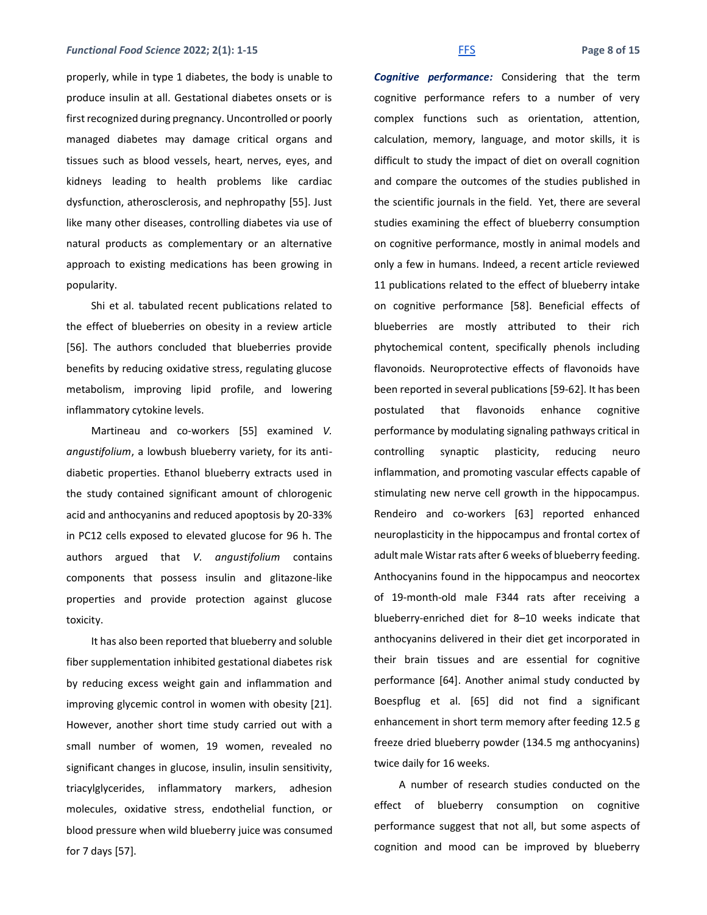properly, while in type 1 diabetes, the body is unable to produce insulin at all. Gestational diabetes onsets or is first recognized during pregnancy. Uncontrolled or poorly managed diabetes may damage critical organs and tissues such as blood vessels, heart, nerves, eyes, and kidneys leading to health problems like cardiac dysfunction, atherosclerosis, and nephropathy [55]. Just like many other diseases, controlling diabetes via use of natural products as complementary or an alternative approach to existing medications has been growing in popularity.

Shi et al. tabulated recent publications related to the effect of blueberries on obesity in a review article [56]. The authors concluded that blueberries provide benefits by reducing oxidative stress, regulating glucose metabolism, improving lipid profile, and lowering inflammatory cytokine levels.

Martineau and co-workers [55] examined *V. angustifolium*, a lowbush blueberry variety, for its anti-diabetic properties. Ethanol blueberry extracts used in the study contained significant amount of chlorogenic acid and anthocyanins and reduced apoptosis by 20-33% in PC12 cells exposed to elevated glucose for 96 h. The authors argued that *V. angustifolium* contains components that possess insulin and glitazone-like properties and provide protection against glucose toxicity.

It has also been reported that blueberry and soluble fiber supplementation inhibited gestational diabetes risk by reducing excess weight gain and inflammation and improving glycemic control in women with obesity [21]. However, another short time study carried out with a small number of women, 19 women, revealed no significant changes in glucose, insulin, insulin sensitivity, triacylglycerides, inflammatory markers, adhesion molecules, oxidative stress, endothelial function, or blood pressure when wild blueberry juice was consumed for 7 days [57].

***Cognitive performance:*** Considering that the term cognitive performance refers to a number of very complex functions such as orientation, attention, calculation, memory, language, and motor skills, it is difficult to study the impact of diet on overall cognition and compare the outcomes of the studies published in the scientific journals in the field. Yet, there are several studies examining the effect of blueberry consumption on cognitive performance, mostly in animal models and only a few in humans. Indeed, a recent article reviewed 11 publications related to the effect of blueberry intake on cognitive performance [58]. Beneficial effects of blueberries are mostly attributed to their rich phytochemical content, specifically phenols including flavonoids. Neuroprotective effects of flavonoids have been reported in several publications [59-62]. It has been postulated that flavonoids enhance cognitive performance by modulating signaling pathways critical in controlling synaptic plasticity, reducing neuro inflammation, and promoting vascular effects capable of stimulating new nerve cell growth in the hippocampus. Rendeiro and co-workers [63] reported enhanced neuroplasticity in the hippocampus and frontal cortex of adult male Wistar rats after 6 weeks of blueberry feeding. Anthocyanins found in the hippocampus and neocortex of 19-month-old male F344 rats after receiving a blueberry-enriched diet for 8–10 weeks indicate that anthocyanins delivered in their diet get incorporated in their brain tissues and are essential for cognitive performance [64]. Another animal study conducted by Boespflug et al. [65] did not find a significant enhancement in short term memory after feeding 12.5 g freeze dried blueberry powder (134.5 mg anthocyanins) twice daily for 16 weeks.

A number of research studies conducted on the effect of blueberry consumption on cognitive performance suggest that not all, but some aspects of cognition and mood can be improved by blueberry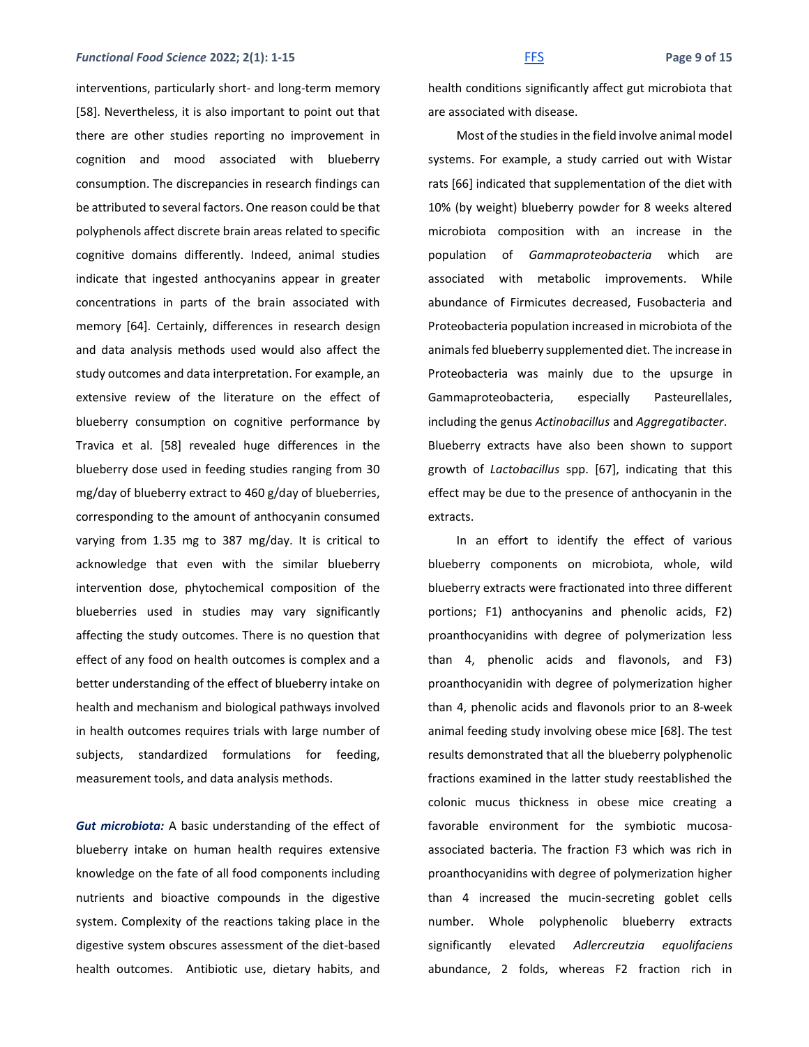interventions, particularly short- and long-term memory [58]. Nevertheless, it is also important to point out that there are other studies reporting no improvement in cognition and mood associated with blueberry consumption. The discrepancies in research findings can be attributed to several factors. One reason could be that polyphenols affect discrete brain areas related to specific cognitive domains differently. Indeed, animal studies indicate that ingested anthocyanins appear in greater concentrations in parts of the brain associated with memory [64]. Certainly, differences in research design and data analysis methods used would also affect the study outcomes and data interpretation. For example, an extensive review of the literature on the effect of blueberry consumption on cognitive performance by Travica et al. [58] revealed huge differences in the blueberry dose used in feeding studies ranging from 30 mg/day of blueberry extract to 460 g/day of blueberries, corresponding to the amount of anthocyanin consumed varying from 1.35 mg to 387 mg/day. It is critical to acknowledge that even with the similar blueberry intervention dose, phytochemical composition of the blueberries used in studies may vary significantly affecting the study outcomes. There is no question that effect of any food on health outcomes is complex and a better understanding of the effect of blueberry intake on health and mechanism and biological pathways involved in health outcomes requires trials with large number of subjects, standardized formulations for feeding, measurement tools, and data analysis methods.

***Gut microbiota:*** A basic understanding of the effect of blueberry intake on human health requires extensive knowledge on the fate of all food components including nutrients and bioactive compounds in the digestive system. Complexity of the reactions taking place in the digestive system obscures assessment of the diet-based health outcomes. Antibiotic use, dietary habits, and health conditions significantly affect gut microbiota that are associated with disease.

Most of the studies in the field involve animal model systems. For example, a study carried out with Wistar rats [66] indicated that supplementation of the diet with 10% (by weight) blueberry powder for 8 weeks altered microbiota composition with an increase in the population of *Gammaproteobacteria* which are associated with metabolic improvements. While abundance of Firmicutes decreased, Fusobacteria and Proteobacteria population increased in microbiota of the animals fed blueberry supplemented diet. The increase in Proteobacteria was mainly due to the upsurge in Gammaproteobacteria, especially Pasteurellales, including the genus *Actinobacillus* and *Aggregatibacter*. Blueberry extracts have also been shown to support growth of *Lactobacillus* spp. [67], indicating that this effect may be due to the presence of anthocyanin in the extracts.

In an effort to identify the effect of various blueberry components on microbiota, whole, wild blueberry extracts were fractionated into three different portions; F1) anthocyanins and phenolic acids, F2) proanthocyanidins with degree of polymerization less than 4, phenolic acids and flavonols, and F3) proanthocyanidin with degree of polymerization higher than 4, phenolic acids and flavonols prior to an 8-week animal feeding study involving obese mice [68]. The test results demonstrated that all the blueberry polyphenolic fractions examined in the latter study reestablished the colonic mucus thickness in obese mice creating a favorable environment for the symbiotic mucosa-associated bacteria. The fraction F3 which was rich in proanthocyanidins with degree of polymerization higher than 4 increased the mucin-secreting goblet cells number. Whole polyphenolic blueberry extracts significantly elevated *Adlercreutzia equolifaciens* abundance, 2 folds, whereas F2 fraction rich in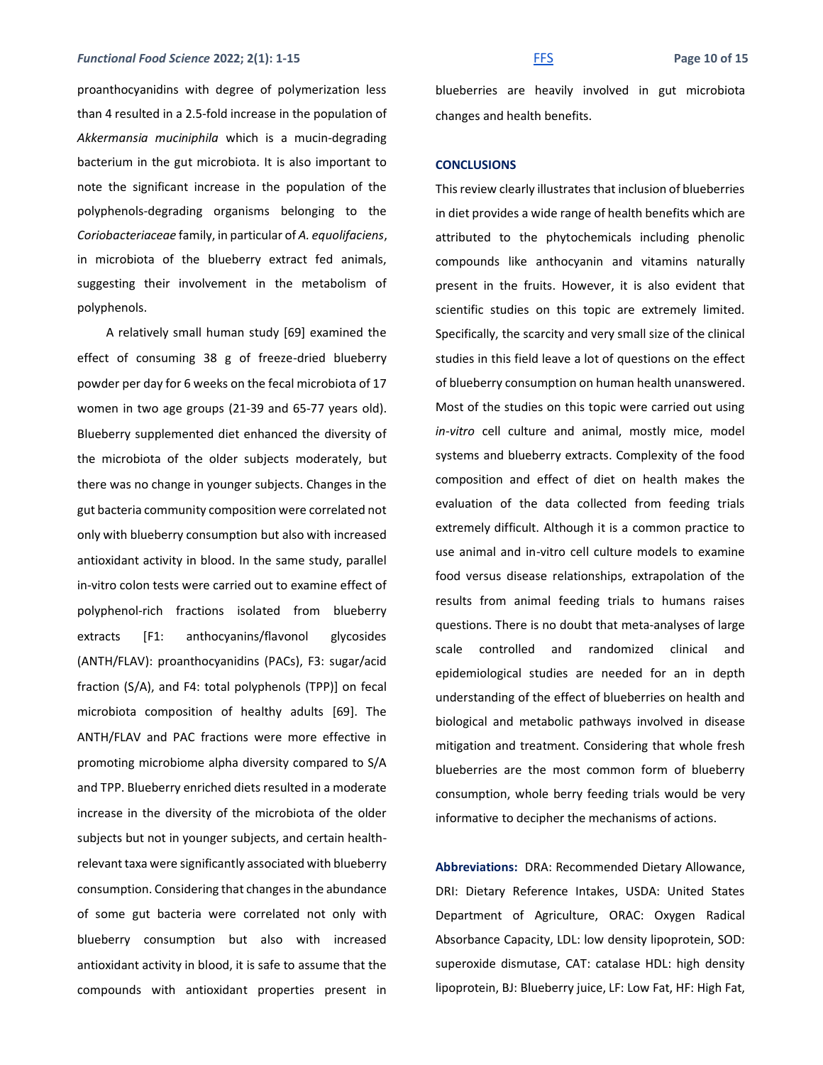proanthocyanidins with degree of polymerization less than 4 resulted in a 2.5-fold increase in the population of *Akkermansia muciniphila* which is a mucin-degrading bacterium in the gut microbiota. It is also important to note the significant increase in the population of the polyphenols-degrading organisms belonging to the *Coriobacteriaceae* family, in particular of *A. equolifaciens*, in microbiota of the blueberry extract fed animals, suggesting their involvement in the metabolism of polyphenols.

A relatively small human study [69] examined the effect of consuming 38 g of freeze-dried blueberry powder per day for 6 weeks on the fecal microbiota of 17 women in two age groups (21-39 and 65-77 years old). Blueberry supplemented diet enhanced the diversity of the microbiota of the older subjects moderately, but there was no change in younger subjects. Changes in the gut bacteria community composition were correlated not only with blueberry consumption but also with increased antioxidant activity in blood. In the same study, parallel in-vitro colon tests were carried out to examine effect of polyphenol-rich fractions isolated from blueberry extracts [F1: anthocyanins/flavonol glycosides (ANTH/FLAV): proanthocyanidins (PACs), F3: sugar/acid fraction (S/A), and F4: total polyphenols (TPP)] on fecal microbiota composition of healthy adults [69]. The ANTH/FLAV and PAC fractions were more effective in promoting microbiome alpha diversity compared to S/A and TPP. Blueberry enriched diets resulted in a moderate increase in the diversity of the microbiota of the older subjects but not in younger subjects, and certain health-relevant taxa were significantly associated with blueberry consumption. Considering that changes in the abundance of some gut bacteria were correlated not only with blueberry consumption but also with increased antioxidant activity in blood, it is safe to assume that the compounds with antioxidant properties present in blueberries are heavily involved in gut microbiota changes and health benefits.

## CONCLUSIONS

This review clearly illustrates that inclusion of blueberries in diet provides a wide range of health benefits which are attributed to the phytochemicals including phenolic compounds like anthocyanin and vitamins naturally present in the fruits. However, it is also evident that scientific studies on this topic are extremely limited. Specifically, the scarcity and very small size of the clinical studies in this field leave a lot of questions on the effect of blueberry consumption on human health unanswered. Most of the studies on this topic were carried out using *in-vitro* cell culture and animal, mostly mice, model systems and blueberry extracts. Complexity of the food composition and effect of diet on health makes the evaluation of the data collected from feeding trials extremely difficult. Although it is a common practice to use animal and in-vitro cell culture models to examine food versus disease relationships, extrapolation of the results from animal feeding trials to humans raises questions. There is no doubt that meta-analyses of large scale controlled and randomized clinical and epidemiological studies are needed for an in depth understanding of the effect of blueberries on health and biological and metabolic pathways involved in disease mitigation and treatment. Considering that whole fresh blueberries are the most common form of blueberry consumption, whole berry feeding trials would be very informative to decipher the mechanisms of actions.

**Abbreviations:** DRA: Recommended Dietary Allowance, DRI: Dietary Reference Intakes, USDA: United States Department of Agriculture, ORAC: Oxygen Radical Absorbance Capacity, LDL: low density lipoprotein, SOD: superoxide dismutase, CAT: catalase HDL: high density lipoprotein, BJ: Blueberry juice, LF: Low Fat, HF: High Fat,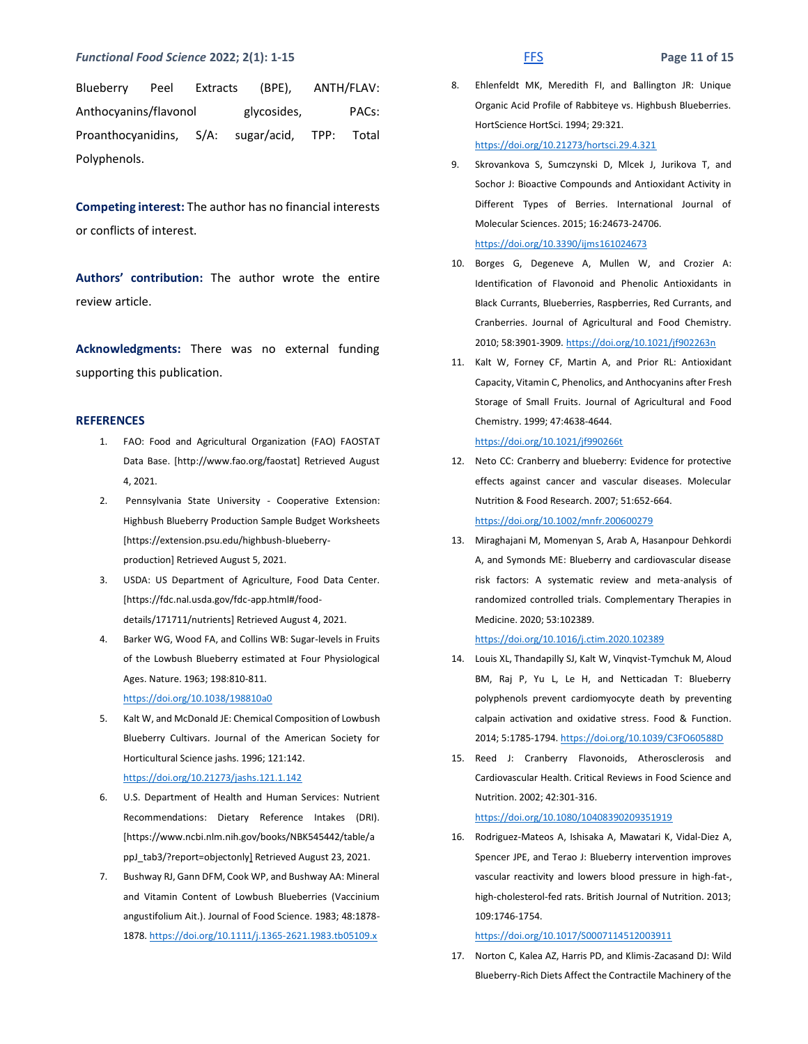Blueberry Peel Extracts (BPE), ANTH/FLAV: Anthocyanins/flavonol glycosides, PACs: Proanthocyanidins, S/A: sugar/acid, TPP: Total Polyphenols.

**Competing interest:** The author has no financial interests or conflicts of interest.

**Authors' contribution:** The author wrote the entire review article.

**Acknowledgments:** There was no external funding supporting this publication.

## REFERENCES

1. FAO: Food and Agricultural Organization (FAO) FAOSTAT Data Base. [http://www.fao.org/faostat] Retrieved August 4, 2021.
2. Pennsylvania State University - Cooperative Extension: Highbush Blueberry Production Sample Budget Worksheets [https://extension.psu.edu/highbush-blueberry-production] Retrieved August 5, 2021.
3. USDA: US Department of Agriculture, Food Data Center. [https://fdc.nal.usda.gov/fdc-app.html#/food-details/171711/nutrients] Retrieved August 4, 2021.
4. Barker WG, Wood FA, and Collins WB: Sugar-levels in Fruits of the Lowbush Blueberry estimated at Four Physiological Ages. Nature. 1963; 198:810-811. https://doi.org/10.1038/198810a0
5. Kalt W, and McDonald JE: Chemical Composition of Lowbush Blueberry Cultivars. Journal of the American Society for Horticultural Science jashs. 1996; 121:142. https://doi.org/10.21273/jashs.121.1.142
6. U.S. Department of Health and Human Services: Nutrient Recommendations: Dietary Reference Intakes (DRI). [https://www.ncbi.nlm.nih.gov/books/NBK545442/table/appJ_tab3/?report=objectonly] Retrieved August 23, 2021.
7. Bushway RJ, Gann DFM, Cook WP, and Bushway AA: Mineral and Vitamin Content of Lowbush Blueberries (Vaccinium angustifolium Ait.). Journal of Food Science. 1983; 48:1878-1878. https://doi.org/10.1111/j.1365-2621.1983.tb05109.x
8. Ehlenfeldt MK, Meredith FI, and Ballington JR: Unique Organic Acid Profile of Rabbiteye vs. Highbush Blueberries. HortScience HortSci. 1994; 29:321. https://doi.org/10.21273/hortsci.29.4.321
9. Skrovankova S, Sumczynski D, Mlcek J, Jurikova T, and Sochor J: Bioactive Compounds and Antioxidant Activity in Different Types of Berries. International Journal of Molecular Sciences. 2015; 16:24673-24706. https://doi.org/10.3390/ijms161024673
10. Borges G, Degeneve A, Mullen W, and Crozier A: Identification of Flavonoid and Phenolic Antioxidants in Black Currants, Blueberries, Raspberries, Red Currants, and Cranberries. Journal of Agricultural and Food Chemistry. 2010; 58:3901-3909. https://doi.org/10.1021/jf902263n
11. Kalt W, Forney CF, Martin A, and Prior RL: Antioxidant Capacity, Vitamin C, Phenolics, and Anthocyanins after Fresh Storage of Small Fruits. Journal of Agricultural and Food Chemistry. 1999; 47:4638-4644. https://doi.org/10.1021/jf990266t
12. Neto CC: Cranberry and blueberry: Evidence for protective effects against cancer and vascular diseases. Molecular Nutrition & Food Research. 2007; 51:652-664. https://doi.org/10.1002/mnfr.200600279
13. Miraghajani M, Momenyan S, Arab A, Hasanpour Dehkordi A, and Symonds ME: Blueberry and cardiovascular disease risk factors: A systematic review and meta-analysis of randomized controlled trials. Complementary Therapies in Medicine. 2020; 53:102389. https://doi.org/10.1016/j.ctim.2020.102389
14. Louis XL, Thandapilly SJ, Kalt W, Vinqvist-Tymchuk M, Aloud BM, Raj P, Yu L, Le H, and Netticadan T: Blueberry polyphenols prevent cardiomyocyte death by preventing calpain activation and oxidative stress. Food & Function. 2014; 5:1785-1794. https://doi.org/10.1039/C3FO60588D
15. Reed J: Cranberry Flavonoids, Atherosclerosis and Cardiovascular Health. Critical Reviews in Food Science and Nutrition. 2002; 42:301-316. https://doi.org/10.1080/10408390209351919
16. Rodriguez-Mateos A, Ishisaka A, Mawatari K, Vidal-Diez A, Spencer JPE, and Terao J: Blueberry intervention improves vascular reactivity and lowers blood pressure in high-fat-, high-cholesterol-fed rats. British Journal of Nutrition. 2013; 109:1746-1754. https://doi.org/10.1017/S0007114512003911
17. Norton C, Kalea AZ, Harris PD, and Klimis-Zacasand DJ: Wild Blueberry-Rich Diets Affect the Contractile Machinery of the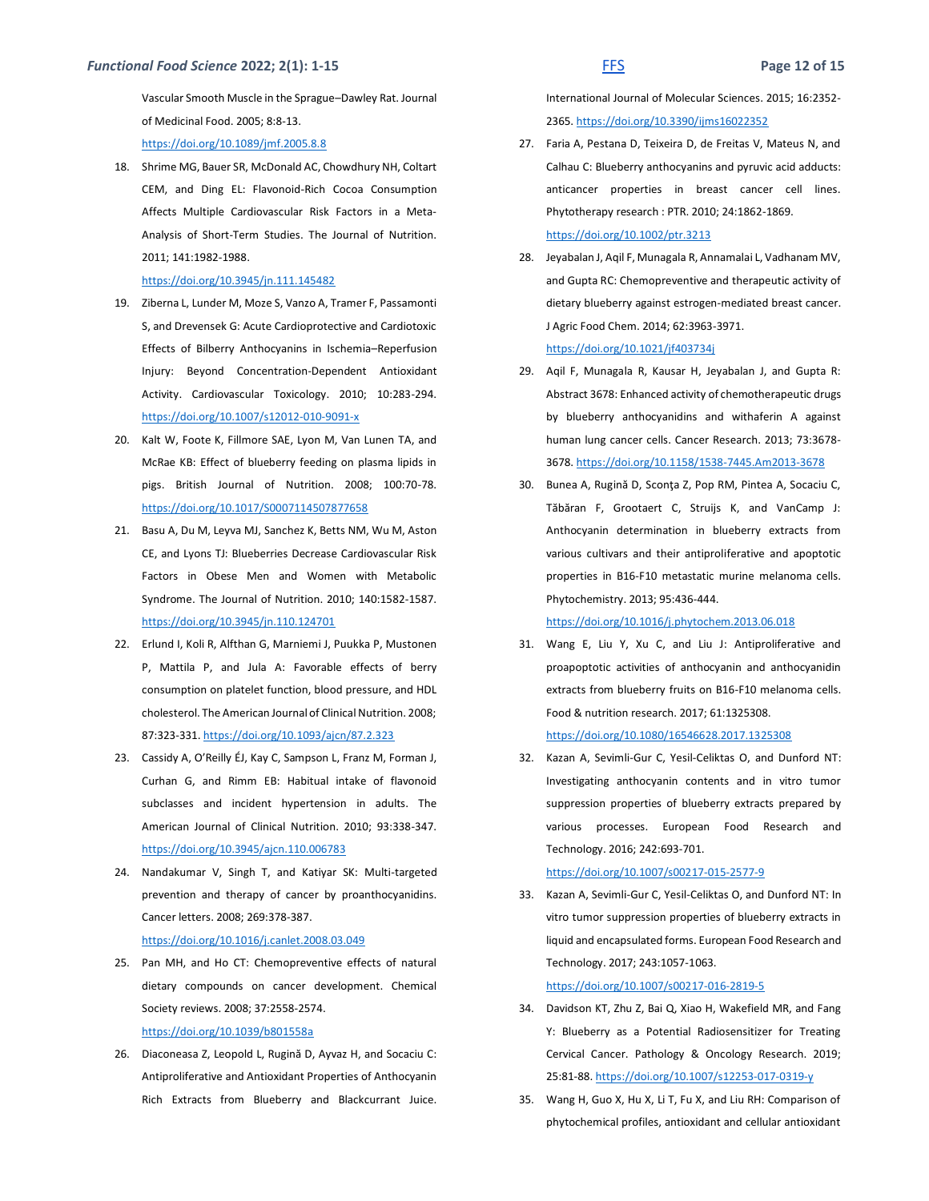Vascular Smooth Muscle in the Sprague–Dawley Rat. Journal of Medicinal Food. 2005; 8:8-13. https://doi.org/10.1089/jmf.2005.8.8

18. Shrime MG, Bauer SR, McDonald AC, Chowdhury NH, Coltart CEM, and Ding EL: Flavonoid-Rich Cocoa Consumption Affects Multiple Cardiovascular Risk Factors in a Meta-Analysis of Short-Term Studies. The Journal of Nutrition. 2011; 141:1982-1988. https://doi.org/10.3945/jn.111.145482

19. Ziberna L, Lunder M, Moze S, Vanzo A, Tramer F, Passamonti S, and Drevensek G: Acute Cardioprotective and Cardiotoxic Effects of Bilberry Anthocyanins in Ischemia–Reperfusion Injury: Beyond Concentration-Dependent Antioxidant Activity. Cardiovascular Toxicology. 2010; 10:283-294. https://doi.org/10.1007/s12012-010-9091-x

20. Kalt W, Foote K, Fillmore SAE, Lyon M, Van Lunen TA, and McRae KB: Effect of blueberry feeding on plasma lipids in pigs. British Journal of Nutrition. 2008; 100:70-78. https://doi.org/10.1017/S0007114507877658

21. Basu A, Du M, Leyva MJ, Sanchez K, Betts NM, Wu M, Aston CE, and Lyons TJ: Blueberries Decrease Cardiovascular Risk Factors in Obese Men and Women with Metabolic Syndrome. The Journal of Nutrition. 2010; 140:1582-1587. https://doi.org/10.3945/jn.110.124701

22. Erlund I, Koli R, Alfthan G, Marniemi J, Puukka P, Mustonen P, Mattila P, and Jula A: Favorable effects of berry consumption on platelet function, blood pressure, and HDL cholesterol. The American Journal of Clinical Nutrition. 2008; 87:323-331. https://doi.org/10.1093/ajcn/87.2.323

23. Cassidy A, O'Reilly ÉJ, Kay C, Sampson L, Franz M, Forman J, Curhan G, and Rimm EB: Habitual intake of flavonoid subclasses and incident hypertension in adults. The American Journal of Clinical Nutrition. 2010; 93:338-347. https://doi.org/10.3945/ajcn.110.006783

24. Nandakumar V, Singh T, and Katiyar SK: Multi-targeted prevention and therapy of cancer by proanthocyanidins. Cancer letters. 2008; 269:378-387. https://doi.org/10.1016/j.canlet.2008.03.049

25. Pan MH, and Ho CT: Chemopreventive effects of natural dietary compounds on cancer development. Chemical Society reviews. 2008; 37:2558-2574. https://doi.org/10.1039/b801558a

26. Diaconeasa Z, Leopold L, Rugină D, Ayvaz H, and Socaciu C: Antiproliferative and Antioxidant Properties of Anthocyanin Rich Extracts from Blueberry and Blackcurrant Juice. International Journal of Molecular Sciences. 2015; 16:2352-2365. https://doi.org/10.3390/ijms16022352

27. Faria A, Pestana D, Teixeira D, de Freitas V, Mateus N, and Calhau C: Blueberry anthocyanins and pyruvic acid adducts: anticancer properties in breast cancer cell lines. Phytotherapy research : PTR. 2010; 24:1862-1869. https://doi.org/10.1002/ptr.3213

28. Jeyabalan J, Aqil F, Munagala R, Annamalai L, Vadhanam MV, and Gupta RC: Chemopreventive and therapeutic activity of dietary blueberry against estrogen-mediated breast cancer. J Agric Food Chem. 2014; 62:3963-3971. https://doi.org/10.1021/jf403734j

29. Aqil F, Munagala R, Kausar H, Jeyabalan J, and Gupta R: Abstract 3678: Enhanced activity of chemotherapeutic drugs by blueberry anthocyanidins and withaferin A against human lung cancer cells. Cancer Research. 2013; 73:3678-3678. https://doi.org/10.1158/1538-7445.Am2013-3678

30. Bunea A, Rugină D, Sconţa Z, Pop RM, Pintea A, Socaciu C, Tăbăran F, Grootaert C, Struijs K, and VanCamp J: Anthocyanin determination in blueberry extracts from various cultivars and their antiproliferative and apoptotic properties in B16-F10 metastatic murine melanoma cells. Phytochemistry. 2013; 95:436-444. https://doi.org/10.1016/j.phytochem.2013.06.018

31. Wang E, Liu Y, Xu C, and Liu J: Antiproliferative and proapoptotic activities of anthocyanin and anthocyanidin extracts from blueberry fruits on B16-F10 melanoma cells. Food & nutrition research. 2017; 61:1325308. https://doi.org/10.1080/16546628.2017.1325308

32. Kazan A, Sevimli-Gur C, Yesil-Celiktas O, and Dunford NT: Investigating anthocyanin contents and in vitro tumor suppression properties of blueberry extracts prepared by various processes. European Food Research and Technology. 2016; 242:693-701. https://doi.org/10.1007/s00217-015-2577-9

33. Kazan A, Sevimli-Gur C, Yesil-Celiktas O, and Dunford NT: In vitro tumor suppression properties of blueberry extracts in liquid and encapsulated forms. European Food Research and Technology. 2017; 243:1057-1063. https://doi.org/10.1007/s00217-016-2819-5

34. Davidson KT, Zhu Z, Bai Q, Xiao H, Wakefield MR, and Fang Y: Blueberry as a Potential Radiosensitizer for Treating Cervical Cancer. Pathology & Oncology Research. 2019; 25:81-88. https://doi.org/10.1007/s12253-017-0319-y

35. Wang H, Guo X, Hu X, Li T, Fu X, and Liu RH: Comparison of phytochemical profiles, antioxidant and cellular antioxidant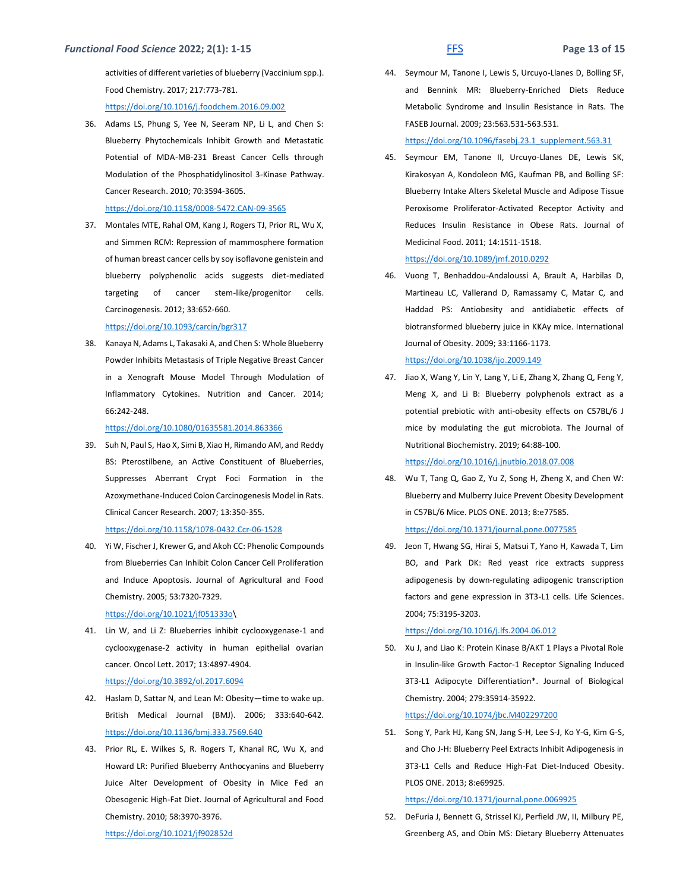activities of different varieties of blueberry (Vaccinium spp.). Food Chemistry. 2017; 217:773-781. https://doi.org/10.1016/j.foodchem.2016.09.002

36. Adams LS, Phung S, Yee N, Seeram NP, Li L, and Chen S: Blueberry Phytochemicals Inhibit Growth and Metastatic Potential of MDA-MB-231 Breast Cancer Cells through Modulation of the Phosphatidylinositol 3-Kinase Pathway. Cancer Research. 2010; 70:3594-3605. https://doi.org/10.1158/0008-5472.CAN-09-3565

37. Montales MTE, Rahal OM, Kang J, Rogers TJ, Prior RL, Wu X, and Simmen RCM: Repression of mammosphere formation of human breast cancer cells by soy isoflavone genistein and blueberry polyphenolic acids suggests diet-mediated targeting of cancer stem-like/progenitor cells. Carcinogenesis. 2012; 33:652-660. https://doi.org/10.1093/carcin/bgr317

38. Kanaya N, Adams L, Takasaki A, and Chen S: Whole Blueberry Powder Inhibits Metastasis of Triple Negative Breast Cancer in a Xenograft Mouse Model Through Modulation of Inflammatory Cytokines. Nutrition and Cancer. 2014; 66:242-248. https://doi.org/10.1080/01635581.2014.863366

39. Suh N, Paul S, Hao X, Simi B, Xiao H, Rimando AM, and Reddy BS: Pterostilbene, an Active Constituent of Blueberries, Suppresses Aberrant Crypt Foci Formation in the Azoxymethane-Induced Colon Carcinogenesis Model in Rats. Clinical Cancer Research. 2007; 13:350-355. https://doi.org/10.1158/1078-0432.Ccr-06-1528

40. Yi W, Fischer J, Krewer G, and Akoh CC: Phenolic Compounds from Blueberries Can Inhibit Colon Cancer Cell Proliferation and Induce Apoptosis. Journal of Agricultural and Food Chemistry. 2005; 53:7320-7329. https://doi.org/10.1021/jf051333o\

41. Lin W, and Li Z: Blueberries inhibit cyclooxygenase-1 and cyclooxygenase-2 activity in human epithelial ovarian cancer. Oncol Lett. 2017; 13:4897-4904. https://doi.org/10.3892/ol.2017.6094

42. Haslam D, Sattar N, and Lean M: Obesity—time to wake up. British Medical Journal (BMJ). 2006; 333:640-642. https://doi.org/10.1136/bmj.333.7569.640

43. Prior RL, E. Wilkes S, R. Rogers T, Khanal RC, Wu X, and Howard LR: Purified Blueberry Anthocyanins and Blueberry Juice Alter Development of Obesity in Mice Fed an Obesogenic High-Fat Diet. Journal of Agricultural and Food Chemistry. 2010; 58:3970-3976. https://doi.org/10.1021/jf902852d

44. Seymour M, Tanone I, Lewis S, Urcuyo-Llanes D, Bolling SF, and Bennink MR: Blueberry-Enriched Diets Reduce Metabolic Syndrome and Insulin Resistance in Rats. The FASEB Journal. 2009; 23:563.531-563.531. https://doi.org/10.1096/fasebj.23.1_supplement.563.31

45. Seymour EM, Tanone II, Urcuyo-Llanes DE, Lewis SK, Kirakosyan A, Kondoleon MG, Kaufman PB, and Bolling SF: Blueberry Intake Alters Skeletal Muscle and Adipose Tissue Peroxisome Proliferator-Activated Receptor Activity and Reduces Insulin Resistance in Obese Rats. Journal of Medicinal Food. 2011; 14:1511-1518. https://doi.org/10.1089/jmf.2010.0292

46. Vuong T, Benhaddou-Andaloussi A, Brault A, Harbilas D, Martineau LC, Vallerand D, Ramassamy C, Matar C, and Haddad PS: Antiobesity and antidiabetic effects of biotransformed blueberry juice in KKAy mice. International Journal of Obesity. 2009; 33:1166-1173. https://doi.org/10.1038/ijo.2009.149

47. Jiao X, Wang Y, Lin Y, Lang Y, Li E, Zhang X, Zhang Q, Feng Y, Meng X, and Li B: Blueberry polyphenols extract as a potential prebiotic with anti-obesity effects on C57BL/6 J mice by modulating the gut microbiota. The Journal of Nutritional Biochemistry. 2019; 64:88-100. https://doi.org/10.1016/j.jnutbio.2018.07.008

48. Wu T, Tang Q, Gao Z, Yu Z, Song H, Zheng X, and Chen W: Blueberry and Mulberry Juice Prevent Obesity Development in C57BL/6 Mice. PLOS ONE. 2013; 8:e77585. https://doi.org/10.1371/journal.pone.0077585

49. Jeon T, Hwang SG, Hirai S, Matsui T, Yano H, Kawada T, Lim BO, and Park DK: Red yeast rice extracts suppress adipogenesis by down-regulating adipogenic transcription factors and gene expression in 3T3-L1 cells. Life Sciences. 2004; 75:3195-3203. https://doi.org/10.1016/j.lfs.2004.06.012

50. Xu J, and Liao K: Protein Kinase B/AKT 1 Plays a Pivotal Role in Insulin-like Growth Factor-1 Receptor Signaling Induced 3T3-L1 Adipocyte Differentiation*. Journal of Biological Chemistry. 2004; 279:35914-35922. https://doi.org/10.1074/jbc.M402297200

51. Song Y, Park HJ, Kang SN, Jang S-H, Lee S-J, Ko Y-G, Kim G-S, and Cho J-H: Blueberry Peel Extracts Inhibit Adipogenesis in 3T3-L1 Cells and Reduce High-Fat Diet-Induced Obesity. PLOS ONE. 2013; 8:e69925. https://doi.org/10.1371/journal.pone.0069925

52. DeFuria J, Bennett G, Strissel KJ, Perfield JW, II, Milbury PE, Greenberg AS, and Obin MS: Dietary Blueberry Attenuates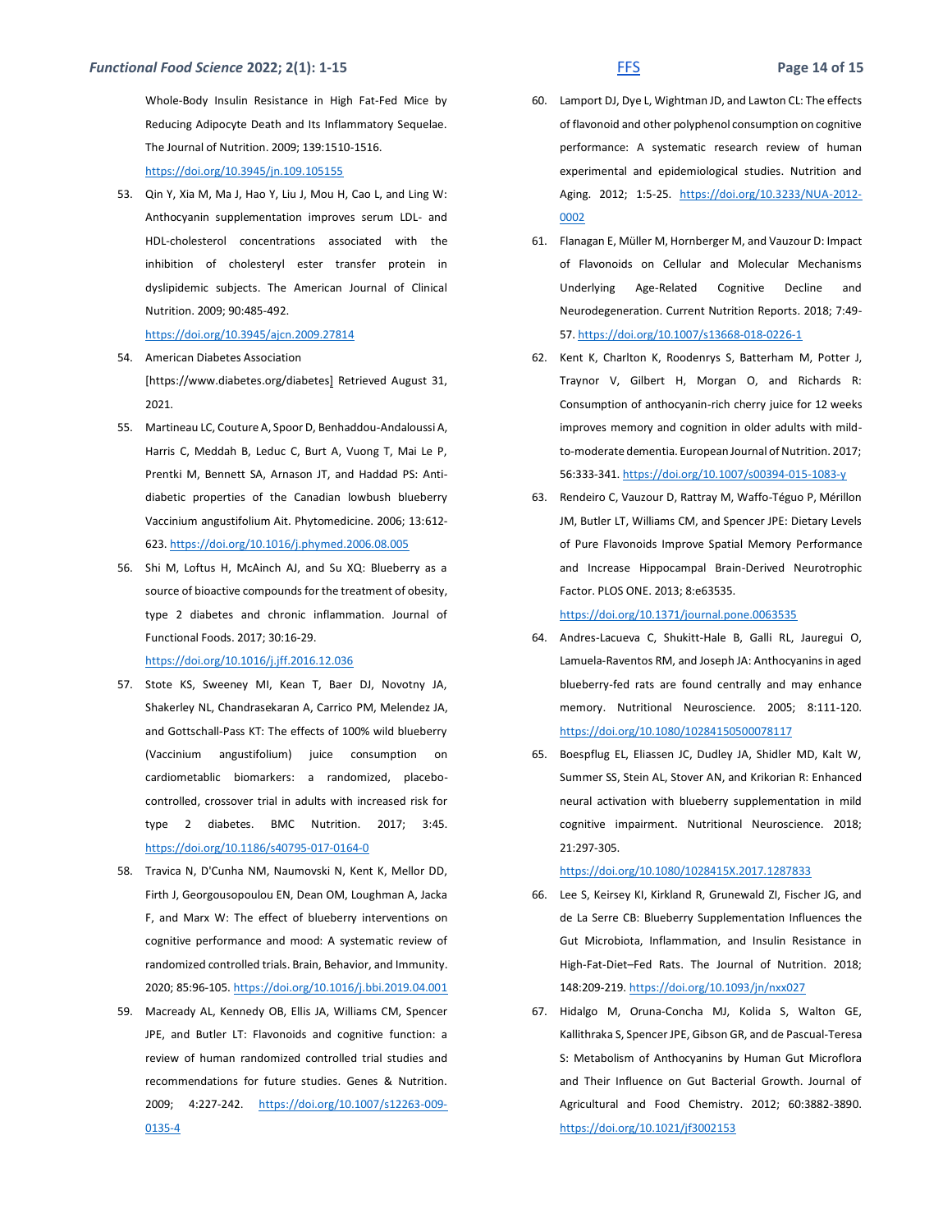Whole-Body Insulin Resistance in High Fat-Fed Mice by Reducing Adipocyte Death and Its Inflammatory Sequelae. The Journal of Nutrition. 2009; 139:1510-1516. https://doi.org/10.3945/jn.109.105155

53. Qin Y, Xia M, Ma J, Hao Y, Liu J, Mou H, Cao L, and Ling W: Anthocyanin supplementation improves serum LDL- and HDL-cholesterol concentrations associated with the inhibition of cholesteryl ester transfer protein in dyslipidemic subjects. The American Journal of Clinical Nutrition. 2009; 90:485-492. https://doi.org/10.3945/ajcn.2009.27814

54. American Diabetes Association [https://www.diabetes.org/diabetes] Retrieved August 31, 2021.

55. Martineau LC, Couture A, Spoor D, Benhaddou-Andaloussi A, Harris C, Meddah B, Leduc C, Burt A, Vuong T, Mai Le P, Prentki M, Bennett SA, Arnason JT, and Haddad PS: Anti-diabetic properties of the Canadian lowbush blueberry Vaccinium angustifolium Ait. Phytomedicine. 2006; 13:612-623. https://doi.org/10.1016/j.phymed.2006.08.005

56. Shi M, Loftus H, McAinch AJ, and Su XQ: Blueberry as a source of bioactive compounds for the treatment of obesity, type 2 diabetes and chronic inflammation. Journal of Functional Foods. 2017; 30:16-29. https://doi.org/10.1016/j.jff.2016.12.036

57. Stote KS, Sweeney MI, Kean T, Baer DJ, Novotny JA, Shakerley NL, Chandrasekaran A, Carrico PM, Melendez JA, and Gottschall-Pass KT: The effects of 100% wild blueberry (Vaccinium angustifolium) juice consumption on cardiometablic biomarkers: a randomized, placebo-controlled, crossover trial in adults with increased risk for type 2 diabetes. BMC Nutrition. 2017; 3:45. https://doi.org/10.1186/s40795-017-0164-0

58. Travica N, D'Cunha NM, Naumovski N, Kent K, Mellor DD, Firth J, Georgousopoulou EN, Dean OM, Loughman A, Jacka F, and Marx W: The effect of blueberry interventions on cognitive performance and mood: A systematic review of randomized controlled trials. Brain, Behavior, and Immunity. 2020; 85:96-105. https://doi.org/10.1016/j.bbi.2019.04.001

59. Macready AL, Kennedy OB, Ellis JA, Williams CM, Spencer JPE, and Butler LT: Flavonoids and cognitive function: a review of human randomized controlled trial studies and recommendations for future studies. Genes & Nutrition. 2009; 4:227-242. https://doi.org/10.1007/s12263-009-0135-4

60. Lamport DJ, Dye L, Wightman JD, and Lawton CL: The effects of flavonoid and other polyphenol consumption on cognitive performance: A systematic research review of human experimental and epidemiological studies. Nutrition and Aging. 2012; 1:5-25. https://doi.org/10.3233/NUA-2012-0002

61. Flanagan E, Müller M, Hornberger M, and Vauzour D: Impact of Flavonoids on Cellular and Molecular Mechanisms Underlying Age-Related Cognitive Decline and Neurodegeneration. Current Nutrition Reports. 2018; 7:49-57. https://doi.org/10.1007/s13668-018-0226-1

62. Kent K, Charlton K, Roodenrys S, Batterham M, Potter J, Traynor V, Gilbert H, Morgan O, and Richards R: Consumption of anthocyanin-rich cherry juice for 12 weeks improves memory and cognition in older adults with mild-to-moderate dementia. European Journal of Nutrition. 2017; 56:333-341. https://doi.org/10.1007/s00394-015-1083-y

63. Rendeiro C, Vauzour D, Rattray M, Waffo-Téguo P, Mérillon JM, Butler LT, Williams CM, and Spencer JPE: Dietary Levels of Pure Flavonoids Improve Spatial Memory Performance and Increase Hippocampal Brain-Derived Neurotrophic Factor. PLOS ONE. 2013; 8:e63535. https://doi.org/10.1371/journal.pone.0063535

64. Andres-Lacueva C, Shukitt-Hale B, Galli RL, Jauregui O, Lamuela-Raventos RM, and Joseph JA: Anthocyanins in aged blueberry-fed rats are found centrally and may enhance memory. Nutritional Neuroscience. 2005; 8:111-120. https://doi.org/10.1080/10284150500078117

65. Boespflug EL, Eliassen JC, Dudley JA, Shidler MD, Kalt W, Summer SS, Stein AL, Stover AN, and Krikorian R: Enhanced neural activation with blueberry supplementation in mild cognitive impairment. Nutritional Neuroscience. 2018; 21:297-305. https://doi.org/10.1080/1028415X.2017.1287833

66. Lee S, Keirsey KI, Kirkland R, Grunewald ZI, Fischer JG, and de La Serre CB: Blueberry Supplementation Influences the Gut Microbiota, Inflammation, and Insulin Resistance in High-Fat-Diet–Fed Rats. The Journal of Nutrition. 2018; 148:209-219. https://doi.org/10.1093/jn/nxx027

67. Hidalgo M, Oruna-Concha MJ, Kolida S, Walton GE, Kallithraka S, Spencer JPE, Gibson GR, and de Pascual-Teresa S: Metabolism of Anthocyanins by Human Gut Microflora and Their Influence on Gut Bacterial Growth. Journal of Agricultural and Food Chemistry. 2012; 60:3882-3890. https://doi.org/10.1021/jf3002153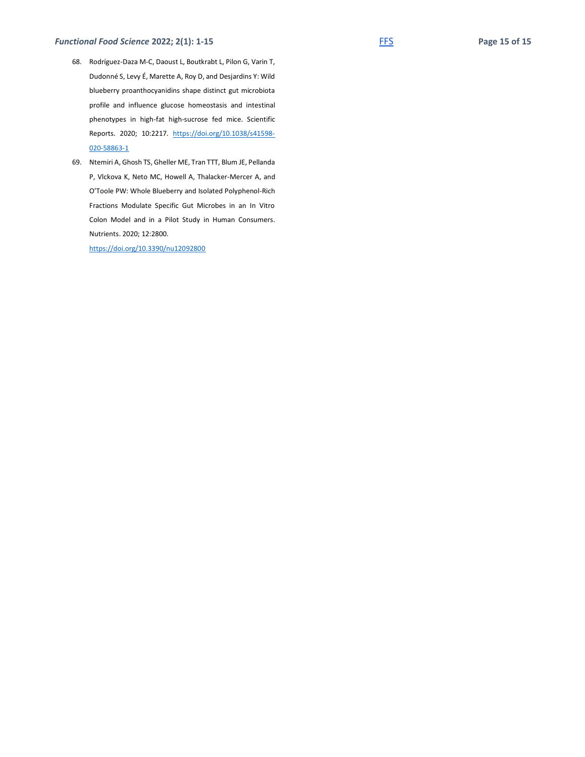68. Rodríguez-Daza M-C, Daoust L, Boutkrabt L, Pilon G, Varin T, Dudonné S, Levy É, Marette A, Roy D, and Desjardins Y: Wild blueberry proanthocyanidins shape distinct gut microbiota profile and influence glucose homeostasis and intestinal phenotypes in high-fat high-sucrose fed mice. Scientific Reports. 2020; 10:2217. https://doi.org/10.1038/s41598-020-58863-1

69. Ntemiri A, Ghosh TS, Gheller ME, Tran TTT, Blum JE, Pellanda P, Vlckova K, Neto MC, Howell A, Thalacker-Mercer A, and O'Toole PW: Whole Blueberry and Isolated Polyphenol-Rich Fractions Modulate Specific Gut Microbes in an In Vitro Colon Model and in a Pilot Study in Human Consumers. Nutrients. 2020; 12:2800. https://doi.org/10.3390/nu12092800